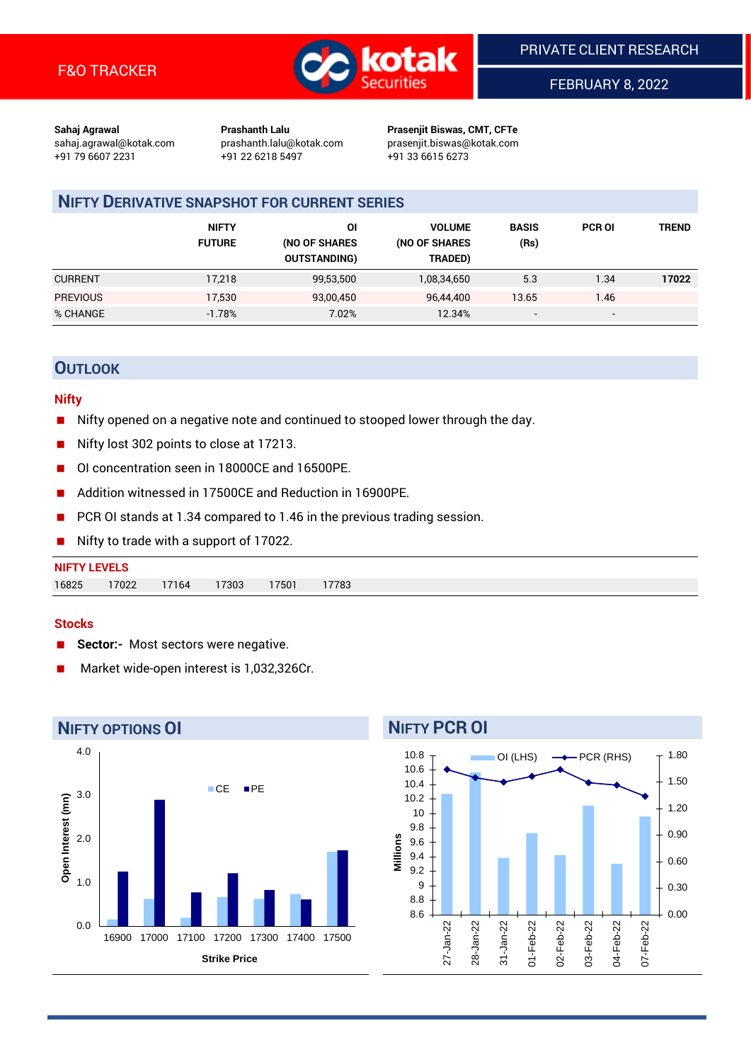F&O TRACKER

PRIVATE CLIENT RESEARCH

FEBRUARY 8, 2022

**Sahaj Agrawal**
sahaj.agrawal@kotak.com
+91 79 6607 2231

**Prashanth Lalu**
prashanth.lalu@kotak.com
+91 22 6218 5497

**Prasenjit Biswas, CMT, CFTe**
prasenjit.biswas@kotak.com
+91 33 6615 6273

## NIFTY DERIVATIVE SNAPSHOT FOR CURRENT SERIES

| | NIFTY FUTURE | OI (NO OF SHARES OUTSTANDING) | VOLUME (NO OF SHARES TRADED) | BASIS (Rs) | PCR OI | TREND |
|---|---|---|---|---|---|---|
| CURRENT | 17,218 | 99,53,500 | 1,08,34,650 | 5.3 | 1.34 | **17022** |
| PREVIOUS | 17,530 | 93,00,450 | 96,44,400 | 13.65 | 1.46 | |
| % CHANGE | -1.78% | 7.02% | 12.34% | - | - | |

## OUTLOOK

### Nifty

- Nifty opened on a negative note and continued to stooped lower through the day.
- Nifty lost 302 points to close at 17213.
- OI concentration seen in 18000CE and 16500PE.
- Addition witnessed in 17500CE and Reduction in 16900PE.
- PCR OI stands at 1.34 compared to 1.46 in the previous trading session.
- Nifty to trade with a support of 17022.

**NIFTY LEVELS**

| 16825 | 17022 | 17164 | 17303 | 17501 | 17783 |
|---|---|---|---|---|---|

### Stocks

- **Sector:-** Most sectors were negative.
- Market wide-open interest is 1,032,326Cr.

## NIFTY OPTIONS OI

Open Interest (mn) by Strike Price (CE, PE): 16900, 17000, 17100, 17200, 17300, 17400, 17500

## NIFTY PCR OI

OI (LHS) in Millions and PCR (RHS): 27-Jan-22, 28-Jan-22, 31-Jan-22, 01-Feb-22, 02-Feb-22, 03-Feb-22, 04-Feb-22, 07-Feb-22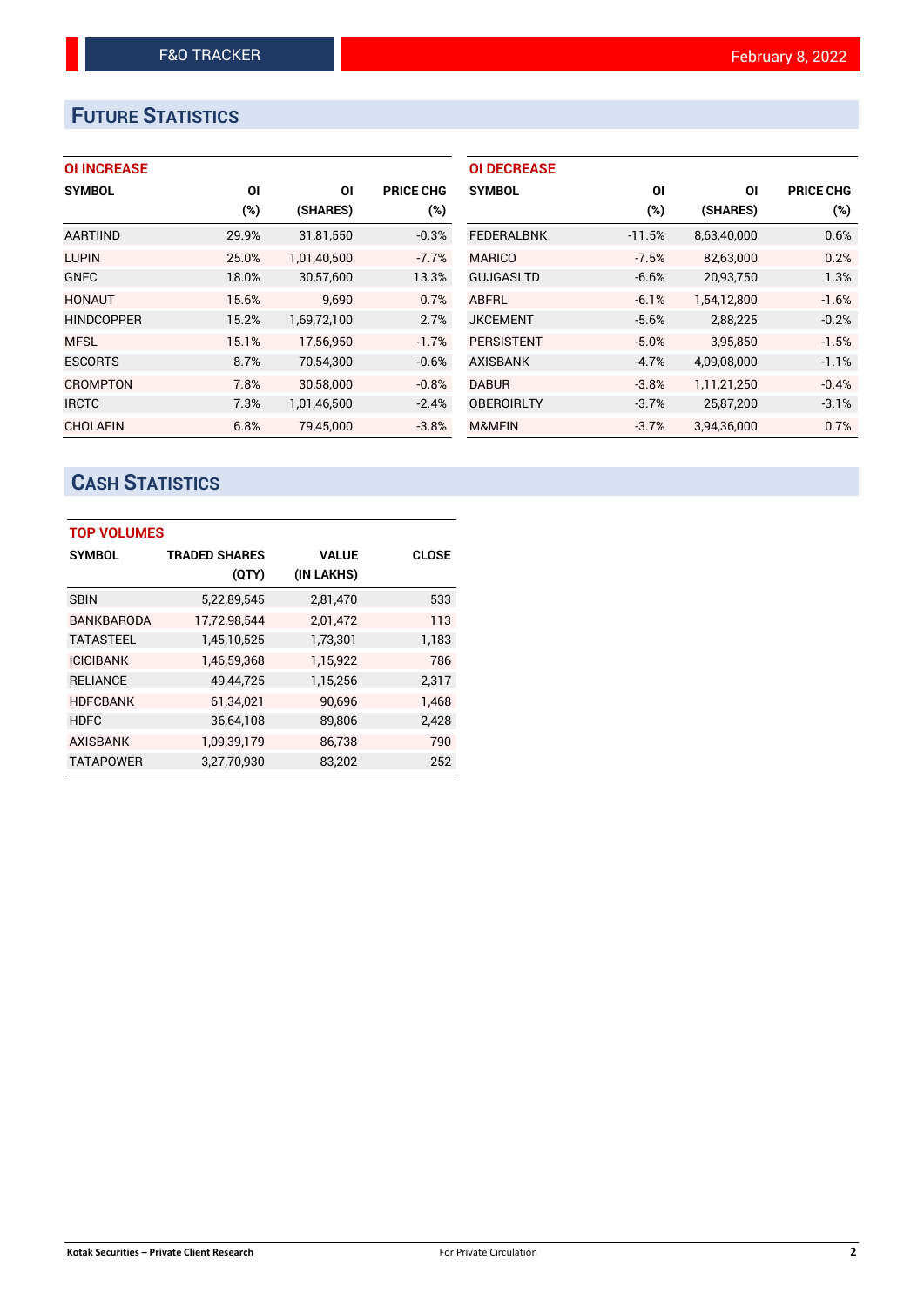# Future Statistics

### OI INCREASE

| SYMBOL | OI (%) | OI (SHARES) | PRICE CHG (%) |
|---|---|---|---|
| AARTIIND | 29.9% | 31,81,550 | -0.3% |
| LUPIN | 25.0% | 1,01,40,500 | -7.7% |
| GNFC | 18.0% | 30,57,600 | 13.3% |
| HONAUT | 15.6% | 9,690 | 0.7% |
| HINDCOPPER | 15.2% | 1,69,72,100 | 2.7% |
| MFSL | 15.1% | 17,56,950 | -1.7% |
| ESCORTS | 8.7% | 70,54,300 | -0.6% |
| CROMPTON | 7.8% | 30,58,000 | -0.8% |
| IRCTC | 7.3% | 1,01,46,500 | -2.4% |
| CHOLAFIN | 6.8% | 79,45,000 | -3.8% |

### OI DECREASE

| SYMBOL | OI (%) | OI (SHARES) | PRICE CHG (%) |
|---|---|---|---|
| FEDERALBNK | -11.5% | 8,63,40,000 | 0.6% |
| MARICO | -7.5% | 82,63,000 | 0.2% |
| GUJGASLTD | -6.6% | 20,93,750 | 1.3% |
| ABFRL | -6.1% | 1,54,12,800 | -1.6% |
| JKCEMENT | -5.6% | 2,88,225 | -0.2% |
| PERSISTENT | -5.0% | 3,95,850 | -1.5% |
| AXISBANK | -4.7% | 4,09,08,000 | -1.1% |
| DABUR | -3.8% | 1,11,21,250 | -0.4% |
| OBEROIRLTY | -3.7% | 25,87,200 | -3.1% |
| M&MFIN | -3.7% | 3,94,36,000 | 0.7% |

# Cash Statistics

### TOP VOLUMES

| SYMBOL | TRADED SHARES (QTY) | VALUE (IN LAKHS) | CLOSE |
|---|---|---|---|
| SBIN | 5,22,89,545 | 2,81,470 | 533 |
| BANKBARODA | 17,72,98,544 | 2,01,472 | 113 |
| TATASTEEL | 1,45,10,525 | 1,73,301 | 1,183 |
| ICICIBANK | 1,46,59,368 | 1,15,922 | 786 |
| RELIANCE | 49,44,725 | 1,15,256 | 2,317 |
| HDFCBANK | 61,34,021 | 90,696 | 1,468 |
| HDFC | 36,64,108 | 89,806 | 2,428 |
| AXISBANK | 1,09,39,179 | 86,738 | 790 |
| TATAPOWER | 3,27,70,930 | 83,202 | 252 |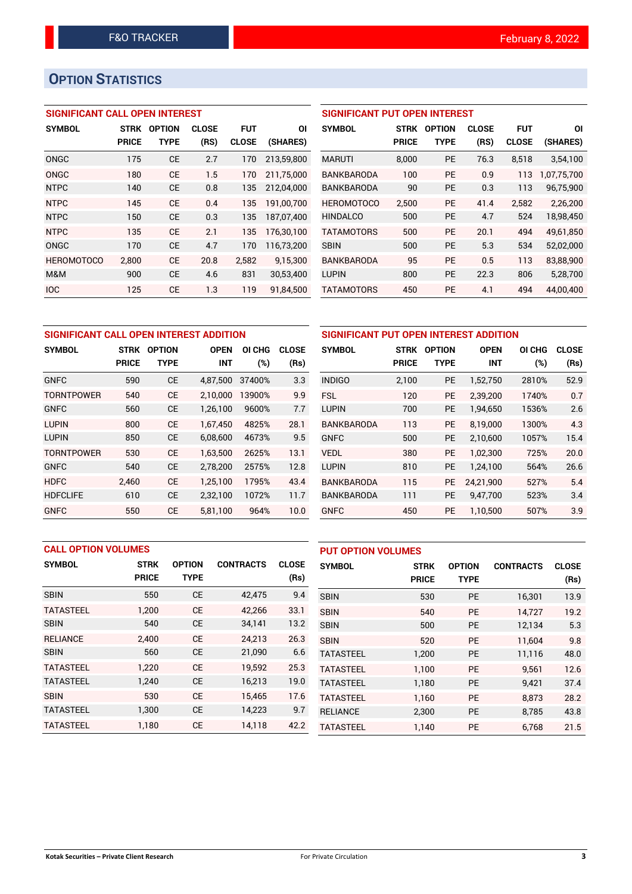# OPTION STATISTICS

### SIGNIFICANT CALL OPEN INTEREST

| SYMBOL | STRK PRICE | OPTION TYPE | CLOSE (RS) | FUT CLOSE | OI (SHARES) |
|---|---|---|---|---|---|
| ONGC | 175 | CE | 2.7 | 170 | 213,59,800 |
| ONGC | 180 | CE | 1.5 | 170 | 211,75,000 |
| NTPC | 140 | CE | 0.8 | 135 | 212,04,000 |
| NTPC | 145 | CE | 0.4 | 135 | 191,00,700 |
| NTPC | 150 | CE | 0.3 | 135 | 187,07,400 |
| NTPC | 135 | CE | 2.1 | 135 | 176,30,100 |
| ONGC | 170 | CE | 4.7 | 170 | 116,73,200 |
| HEROMOTOCO | 2,800 | CE | 20.8 | 2,582 | 9,15,300 |
| M&M | 900 | CE | 4.6 | 831 | 30,53,400 |
| IOC | 125 | CE | 1.3 | 119 | 91,84,500 |

### SIGNIFICANT PUT OPEN INTEREST

| SYMBOL | STRK PRICE | OPTION TYPE | CLOSE (RS) | FUT CLOSE | OI (SHARES) |
|---|---|---|---|---|---|
| MARUTI | 8,000 | PE | 76.3 | 8,518 | 3,54,100 |
| BANKBARODA | 100 | PE | 0.9 | 113 | 1,07,75,700 |
| BANKBARODA | 90 | PE | 0.3 | 113 | 96,75,900 |
| HEROMOTOCO | 2,500 | PE | 41.4 | 2,582 | 2,26,200 |
| HINDALCO | 500 | PE | 4.7 | 524 | 18,98,450 |
| TATAMOTORS | 500 | PE | 20.1 | 494 | 49,61,850 |
| SBIN | 500 | PE | 5.3 | 534 | 52,02,000 |
| BANKBARODA | 95 | PE | 0.5 | 113 | 83,88,900 |
| LUPIN | 800 | PE | 22.3 | 806 | 5,28,700 |
| TATAMOTORS | 450 | PE | 4.1 | 494 | 44,00,400 |

### SIGNIFICANT CALL OPEN INTEREST ADDITION

| SYMBOL | STRK PRICE | OPTION TYPE | OPEN INT | OI CHG (%) | CLOSE (Rs) |
|---|---|---|---|---|---|
| GNFC | 590 | CE | 4,87,500 | 37400% | 3.3 |
| TORNTPOWER | 540 | CE | 2,10,000 | 13900% | 9.9 |
| GNFC | 560 | CE | 1,26,100 | 9600% | 7.7 |
| LUPIN | 800 | CE | 1,67,450 | 4825% | 28.1 |
| LUPIN | 850 | CE | 6,08,600 | 4673% | 9.5 |
| TORNTPOWER | 530 | CE | 1,63,500 | 2625% | 13.1 |
| GNFC | 540 | CE | 2,78,200 | 2575% | 12.8 |
| HDFC | 2,460 | CE | 1,25,100 | 1795% | 43.4 |
| HDFCLIFE | 610 | CE | 2,32,100 | 1072% | 11.7 |
| GNFC | 550 | CE | 5,81,100 | 964% | 10.0 |

### SIGNIFICANT PUT OPEN INTEREST ADDITION

| SYMBOL | STRK PRICE | OPTION TYPE | OPEN INT | OI CHG (%) | CLOSE (Rs) |
|---|---|---|---|---|---|
| INDIGO | 2,100 | PE | 1,52,750 | 2810% | 52.9 |
| FSL | 120 | PE | 2,39,200 | 1740% | 0.7 |
| LUPIN | 700 | PE | 1,94,650 | 1536% | 2.6 |
| BANKBARODA | 113 | PE | 8,19,000 | 1300% | 4.3 |
| GNFC | 500 | PE | 2,10,600 | 1057% | 15.4 |
| VEDL | 380 | PE | 1,02,300 | 725% | 20.0 |
| LUPIN | 810 | PE | 1,24,100 | 564% | 26.6 |
| BANKBARODA | 115 | PE | 24,21,900 | 527% | 5.4 |
| BANKBARODA | 111 | PE | 9,47,700 | 523% | 3.4 |
| GNFC | 450 | PE | 1,10,500 | 507% | 3.9 |

### CALL OPTION VOLUMES

| SYMBOL | STRK PRICE | OPTION TYPE | CONTRACTS | CLOSE (Rs) |
|---|---|---|---|---|
| SBIN | 550 | CE | 42,475 | 9.4 |
| TATASTEEL | 1,200 | CE | 42,266 | 33.1 |
| SBIN | 540 | CE | 34,141 | 13.2 |
| RELIANCE | 2,400 | CE | 24,213 | 26.3 |
| SBIN | 560 | CE | 21,090 | 6.6 |
| TATASTEEL | 1,220 | CE | 19,592 | 25.3 |
| TATASTEEL | 1,240 | CE | 16,213 | 19.0 |
| SBIN | 530 | CE | 15,465 | 17.6 |
| TATASTEEL | 1,300 | CE | 14,223 | 9.7 |
| TATASTEEL | 1,180 | CE | 14,118 | 42.2 |

### PUT OPTION VOLUMES

| SYMBOL | STRK PRICE | OPTION TYPE | CONTRACTS | CLOSE (Rs) |
|---|---|---|---|---|
| SBIN | 530 | PE | 16,301 | 13.9 |
| SBIN | 540 | PE | 14,727 | 19.2 |
| SBIN | 500 | PE | 12,134 | 5.3 |
| SBIN | 520 | PE | 11,604 | 9.8 |
| TATASTEEL | 1,200 | PE | 11,116 | 48.0 |
| TATASTEEL | 1,100 | PE | 9,561 | 12.6 |
| TATASTEEL | 1,180 | PE | 9,421 | 37.4 |
| TATASTEEL | 1,160 | PE | 8,873 | 28.2 |
| RELIANCE | 2,300 | PE | 8,785 | 43.8 |
| TATASTEEL | 1,140 | PE | 6,768 | 21.5 |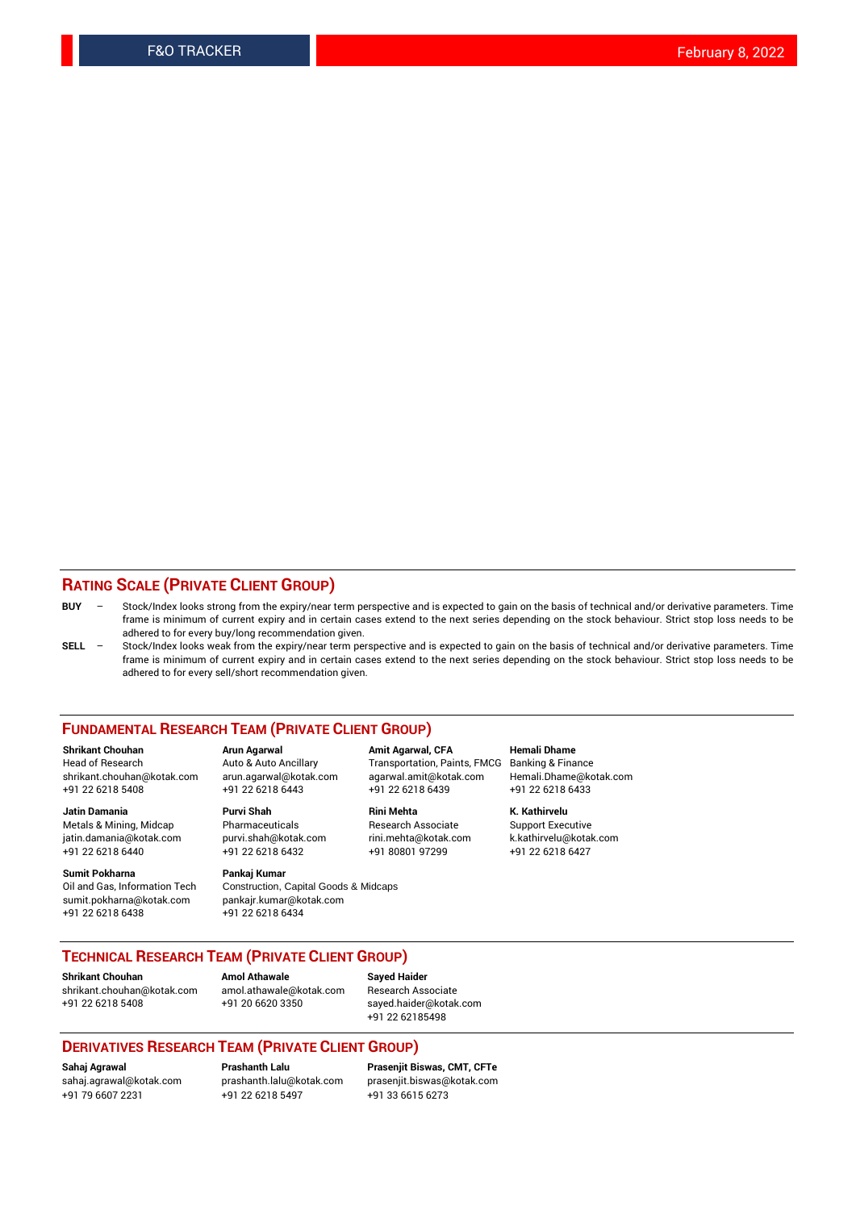## RATING SCALE (PRIVATE CLIENT GROUP)

**BUY** – Stock/Index looks strong from the expiry/near term perspective and is expected to gain on the basis of technical and/or derivative parameters. Time frame is minimum of current expiry and in certain cases extend to the next series depending on the stock behaviour. Strict stop loss needs to be adhered to for every buy/long recommendation given.

**SELL** – Stock/Index looks weak from the expiry/near term perspective and is expected to gain on the basis of technical and/or derivative parameters. Time frame is minimum of current expiry and in certain cases extend to the next series depending on the stock behaviour. Strict stop loss needs to be adhered to for every sell/short recommendation given.

## FUNDAMENTAL RESEARCH TEAM (PRIVATE CLIENT GROUP)

**Shrikant Chouhan**
Head of Research
shrikant.chouhan@kotak.com
+91 22 6218 5408

**Arun Agarwal**
Auto & Auto Ancillary
arun.agarwal@kotak.com
+91 22 6218 6443

**Amit Agarwal, CFA**
Transportation, Paints, FMCG
agarwal.amit@kotak.com
+91 22 6218 6439

**Hemali Dhame**
Banking & Finance
Hemali.Dhame@kotak.com
+91 22 6218 6433

**Jatin Damania**
Metals & Mining, Midcap
jatin.damania@kotak.com
+91 22 6218 6440

**Purvi Shah**
Pharmaceuticals
purvi.shah@kotak.com
+91 22 6218 6432

**Rini Mehta**
Research Associate
rini.mehta@kotak.com
+91 80801 97299

**K. Kathirvelu**
Support Executive
k.kathirvelu@kotak.com
+91 22 6218 6427

**Sumit Pokharna**
Oil and Gas, Information Tech
sumit.pokharna@kotak.com
+91 22 6218 6438

**Pankaj Kumar**
Construction, Capital Goods & Midcaps
pankajr.kumar@kotak.com
+91 22 6218 6434

## TECHNICAL RESEARCH TEAM (PRIVATE CLIENT GROUP)

**Shrikant Chouhan**
shrikant.chouhan@kotak.com
+91 22 6218 5408

**Amol Athawale**
amol.athawale@kotak.com
+91 20 6620 3350

**Sayed Haider**
Research Associate
sayed.haider@kotak.com
+91 22 62185498

## DERIVATIVES RESEARCH TEAM (PRIVATE CLIENT GROUP)

**Sahaj Agrawal**
sahaj.agrawal@kotak.com
+91 79 6607 2231

**Prashanth Lalu**
prashanth.lalu@kotak.com
+91 22 6218 5497

**Prasenjit Biswas, CMT, CFTe**
prasenjit.biswas@kotak.com
+91 33 6615 6273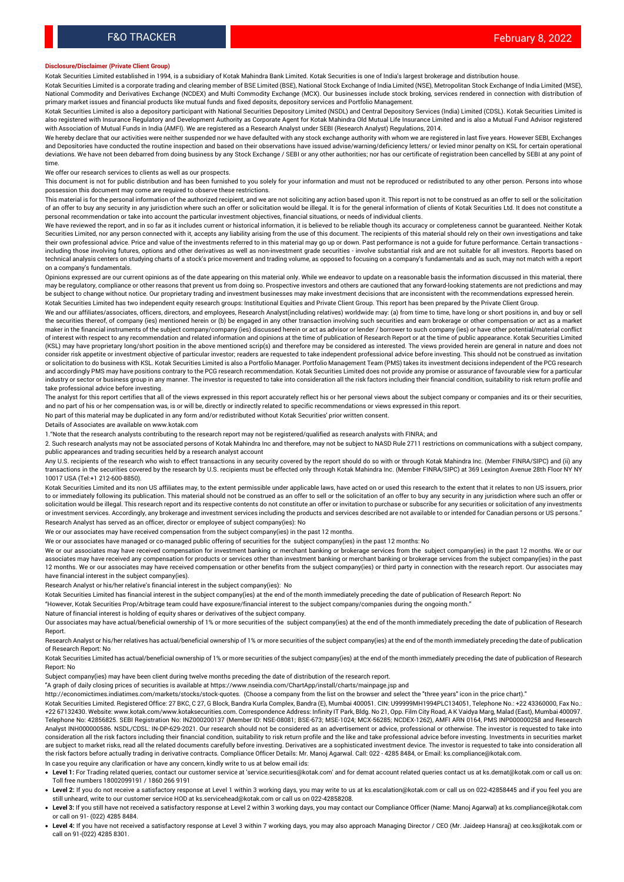**Disclosure/Disclaimer (Private Client Group)**

Kotak Securities Limited established in 1994, is a subsidiary of Kotak Mahindra Bank Limited. Kotak Securities is one of India's largest brokerage and distribution house.

Kotak Securities Limited is a corporate trading and clearing member of BSE Limited (BSE), National Stock Exchange of India Limited (NSE), Metropolitan Stock Exchange of India Limited (MSE), National Commodity and Derivatives Exchange (NCDEX) and Multi Commodity Exchange (MCX). Our businesses include stock broking, services rendered in connection with distribution of primary market issues and financial products like mutual funds and fixed deposits, depository services and Portfolio Management.

Kotak Securities Limited is also a depository participant with National Securities Depository Limited (NSDL) and Central Depository Services (India) Limited (CDSL). Kotak Securities Limited is also registered with Insurance Regulatory and Development Authority as Corporate Agent for Kotak Mahindra Old Mutual Life Insurance Limited and is also a Mutual Fund Advisor registered with Association of Mutual Funds in India (AMFI). We are registered as a Research Analyst under SEBI (Research Analyst) Regulations, 2014.

We hereby declare that our activities were neither suspended nor we have defaulted with any stock exchange authority with whom we are registered in last five years. However SEBI, Exchanges and Depositories have conducted the routine inspection and based on their observations have issued advise/warning/deficiency letters/ or levied minor penalty on KSL for certain operational deviations. We have not been debarred from doing business by any Stock Exchange / SEBI or any other authorities; nor has our certificate of registration been cancelled by SEBI at any point of time.

We offer our research services to clients as well as our prospects.

This document is not for public distribution and has been furnished to you solely for your information and must not be reproduced or redistributed to any other person. Persons into whose possession this document may come are required to observe these restrictions.

This material is for the personal information of the authorized recipient, and we are not soliciting any action based upon it. This report is not to be construed as an offer to sell or the solicitation of an offer to buy any security in any jurisdiction where such an offer or solicitation would be illegal. It is for the general information of clients of Kotak Securities Ltd. It does not constitute a personal recommendation or take into account the particular investment objectives, financial situations, or needs of individual clients.

We have reviewed the report, and in so far as it includes current or historical information, it is believed to be reliable though its accuracy or completeness cannot be guaranteed. Neither Kotak Securities Limited, nor any person connected with it, accepts any liability arising from the use of this document. The recipients of this material should rely on their own investigations and take their own professional advice. Price and value of the investments referred to in this material may go up or down. Past performance is not a guide for future performance. Certain transactions - including those involving futures, options and other derivatives as well as non-investment grade securities - involve substantial risk and are not suitable for all investors. Reports based on technical analysis centers on studying charts of a stock's price movement and trading volume, as opposed to focusing on a company's fundamentals and as such, may not match with a report on a company's fundamentals.

Opinions expressed are our current opinions as of the date appearing on this material only. While we endeavor to update on a reasonable basis the information discussed in this material, there may be regulatory, compliance or other reasons that prevent us from doing so. Prospective investors and others are cautioned that any forward-looking statements are not predictions and may be subject to change without notice. Our proprietary trading and investment businesses may make investment decisions that are inconsistent with the recommendations expressed herein.

Kotak Securities Limited has two independent equity research groups: Institutional Equities and Private Client Group. This report has been prepared by the Private Client Group.

We and our affiliates/associates, officers, directors, and employees, Research Analyst(including relatives) worldwide may: (a) from time to time, have long or short positions in, and buy or sell the securities thereof, of company (ies) mentioned herein or (b) be engaged in any other transaction involving such securities and earn brokerage or other compensation or act as a market maker in the financial instruments of the subject company/company (ies) discussed herein or act as advisor or lender / borrower to such company (ies) or have other potential/material conflict of interest with respect to any recommendation and related information and opinions at the time of publication of Research Report or at the time of public appearance. Kotak Securities Limited (KSL) may have proprietary long/short position in the above mentioned scrip(s) and therefore may be considered as interested. The views provided herein are general in nature and does not consider risk appetite or investment objective of particular investor; readers are requested to take independent professional advice before investing. This should not be construed as invitation or solicitation to do business with KSL. Kotak Securities Limited is also a Portfolio Manager. Portfolio Management Team (PMS) takes its investment decisions independent of the PCG research and accordingly PMS may have positions contrary to the PCG research recommendation. Kotak Securities Limited does not provide any promise or assurance of favourable view for a particular industry or sector or business group in any manner. The investor is requested to take into consideration all the risk factors including their financial condition, suitability to risk return profile and take professional advice before investing.

The analyst for this report certifies that all of the views expressed in this report accurately reflect his or her personal views about the subject company or companies and its or their securities, and no part of his or her compensation was, is or will be, directly or indirectly related to specific recommendations or views expressed in this report.

No part of this material may be duplicated in any form and/or redistributed without Kotak Securities' prior written consent.

Details of Associates are available on www.kotak.com

1."Note that the research analysts contributing to the research report may not be registered/qualified as research analysts with FINRA; and

2. Such research analysts may not be associated persons of Kotak Mahindra Inc and therefore, may not be subject to NASD Rule 2711 restrictions on communications with a subject company, public appearances and trading securities held by a research analyst account

Any U.S. recipients of the research who wish to effect transactions in any security covered by the report should do so with or through Kotak Mahindra Inc. (Member FINRA/SIPC) and (ii) any transactions in the securities covered by the research by U.S. recipients must be effected only through Kotak Mahindra Inc. (Member FINRA/SIPC) at 369 Lexington Avenue 28th Floor NY NY 10017 USA (Tel:+1 212-600-8850).

Kotak Securities Limited and its non US affiliates may, to the extent permissible under applicable laws, have acted on or used this research to the extent that it relates to non US issuers, prior to or immediately following its publication. This material should not be construed as an offer to sell or the solicitation of an offer to buy any security in any jurisdiction where such an offer or solicitation would be illegal. This research report and its respective contents do not constitute an offer or invitation to purchase or subscribe for any securities or solicitation of any investments or investment services. Accordingly, any brokerage and investment services including the products and services described are not available to or intended for Canadian persons or US persons."

Research Analyst has served as an officer, director or employee of subject company(ies): No

We or our associates may have received compensation from the subject company(ies) in the past 12 months.

We or our associates have managed or co-managed public offering of securities for the subject company(ies) in the past 12 months: No

We or our associates may have received compensation for investment banking or merchant banking or brokerage services from the subject company(ies) in the past 12 months. We or our associates may have received any compensation for products or services other than investment banking or merchant banking or brokerage services from the subject company(ies) in the past 12 months. We or our associates may have received compensation or other benefits from the subject company(ies) or third party in connection with the research report. Our associates may have financial interest in the subject company(ies).

Research Analyst or his/her relative's financial interest in the subject company(ies): No

Kotak Securities Limited has financial interest in the subject company(ies) at the end of the month immediately preceding the date of publication of Research Report: No

"However, Kotak Securities Prop/Arbitrage team could have exposure/financial interest to the subject company/companies during the ongoing month."

Nature of financial interest is holding of equity shares or derivatives of the subject company.

Our associates may have actual/beneficial ownership of 1% or more securities of the subject company(ies) at the end of the month immediately preceding the date of publication of Research Report.

Research Analyst or his/her relatives has actual/beneficial ownership of 1% or more securities of the subject company(ies) at the end of the month immediately preceding the date of publication of Research Report: No

Kotak Securities Limited has actual/beneficial ownership of 1% or more securities of the subject company(ies) at the end of the month immediately preceding the date of publication of Research Report: No

Subject company(ies) may have been client during twelve months preceding the date of distribution of the research report.

"A graph of daily closing prices of securities is available at https://www.nseindia.com/ChartApp/install/charts/mainpage.jsp and

http://economictimes.indiatimes.com/markets/stocks/stock-quotes. (Choose a company from the list on the browser and select the "three years" icon in the price chart)."

Kotak Securities Limited. Registered Office: 27 BKC, C 27, G Block, Bandra Kurla Complex, Bandra (E), Mumbai 400051. CIN: U99999MH1994PLC134051, Telephone No.: +22 43360000, Fax No.: +22 67132430. Website: www.kotak.com/www.kotaksecurities.com. Correspondence Address: Infinity IT Park, Bldg. No 21, Opp. Film City Road, A K Vaidya Marg, Malad (East), Mumbai 400097. Telephone No: 42856825. SEBI Registration No: INZ000200137 (Member ID: NSE-08081; BSE-673; MSE-1024; MCX-56285; NCDEX-1262), AMFI ARN 0164, PMS INP000000258 and Research Analyst INH000000586. NSDL/CDSL: IN-DP-629-2021. Our research should not be considered as an advertisement or advice, professional or otherwise. The investor is requested to take into consideration all the risk factors including their financial condition, suitability to risk return profile and the like and take professional advice before investing. Investments in securities market are subject to market risks, read all the related documents carefully before investing. Derivatives are a sophisticated investment device. The investor is requested to take into consideration all the risk factors before actually trading in derivative contracts. Compliance Officer Details: Mr. Manoj Agarwal. Call: 022 - 4285 8484, or Email: ks.compliance@kotak.com.

In case you require any clarification or have any concern, kindly write to us at below email ids:

- **Level 1:** For Trading related queries, contact our customer service at 'service.securities@kotak.com' and for demat account related queries contact us at ks.demat@kotak.com or call us on: Toll free numbers 18002099191 / 1860 266 9191
- **Level 2:** If you do not receive a satisfactory response at Level 1 within 3 working days, you may write to us at ks.escalation@kotak.com or call us on 022-42858445 and if you feel you are still unheard, write to our customer service HOD at ks.servicehead@kotak.com or call us on 022-42858208.
- **Level 3:** If you still have not received a satisfactory response at Level 2 within 3 working days, you may contact our Compliance Officer (Name: Manoj Agarwal) at ks.compliance@kotak.com or call on 91- (022) 4285 8484.
- **Level 4:** If you have not received a satisfactory response at Level 3 within 7 working days, you may also approach Managing Director / CEO (Mr. Jaideep Hansraj) at ceo.ks@kotak.com or call on 91-(022) 4285 8301.